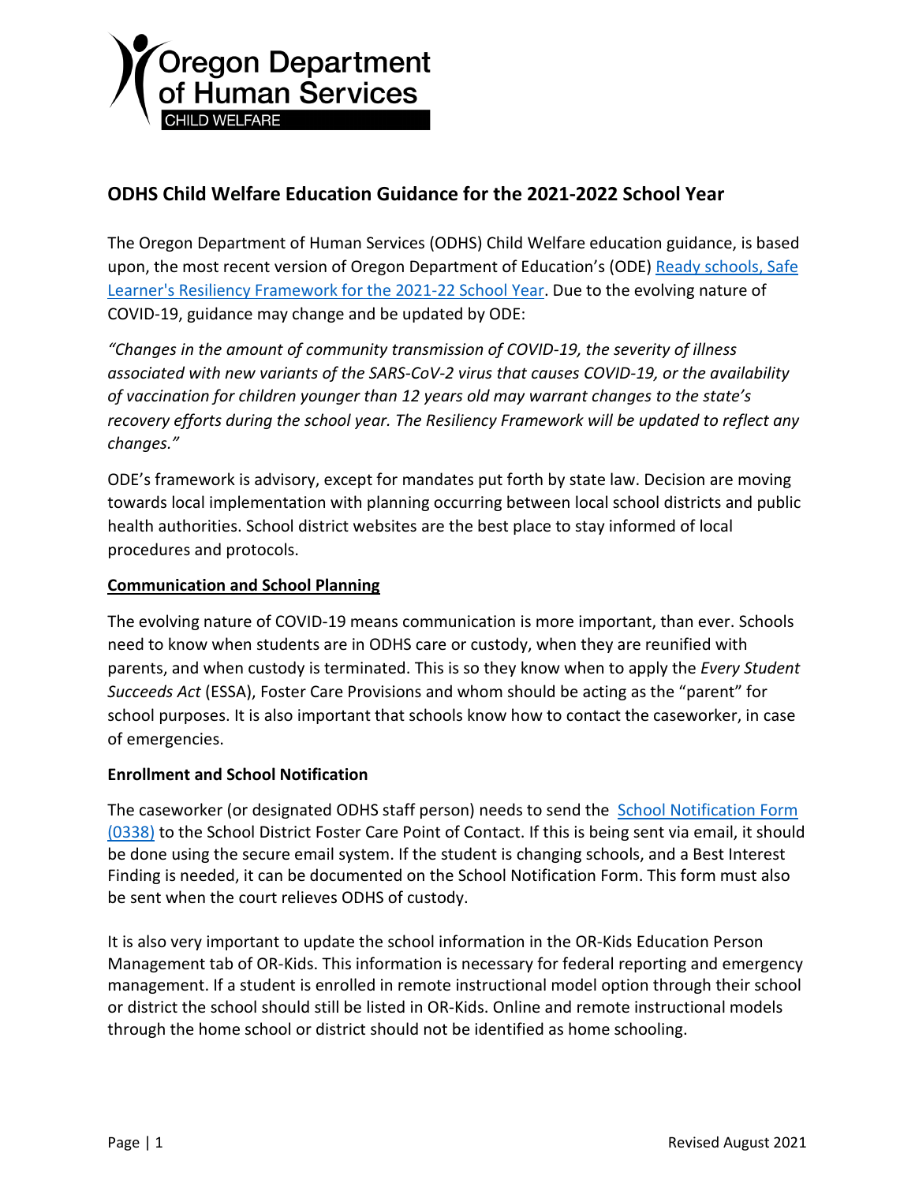Oregon Department of Human Services
CHILD WELFARE

## ODHS Child Welfare Education Guidance for the 2021-2022 School Year

The Oregon Department of Human Services (ODHS) Child Welfare education guidance, is based upon, the most recent version of Oregon Department of Education's (ODE) [Ready schools, Safe Learner's Resiliency Framework for the 2021-22 School Year](). Due to the evolving nature of COVID-19, guidance may change and be updated by ODE:

*"Changes in the amount of community transmission of COVID-19, the severity of illness associated with new variants of the SARS-CoV-2 virus that causes COVID-19, or the availability of vaccination for children younger than 12 years old may warrant changes to the state's recovery efforts during the school year. The Resiliency Framework will be updated to reflect any changes."*

ODE's framework is advisory, except for mandates put forth by state law. Decision are moving towards local implementation with planning occurring between local school districts and public health authorities. School district websites are the best place to stay informed of local procedures and protocols.

### <u>Communication and School Planning</u>

The evolving nature of COVID-19 means communication is more important, than ever. Schools need to know when students are in ODHS care or custody, when they are reunified with parents, and when custody is terminated. This is so they know when to apply the *Every Student Succeeds Act* (ESSA), Foster Care Provisions and whom should be acting as the "parent" for school purposes. It is also important that schools know how to contact the caseworker, in case of emergencies.

### Enrollment and School Notification

The caseworker (or designated ODHS staff person) needs to send the [School Notification Form (0338)]() to the School District Foster Care Point of Contact. If this is being sent via email, it should be done using the secure email system. If the student is changing schools, and a Best Interest Finding is needed, it can be documented on the School Notification Form. This form must also be sent when the court relieves ODHS of custody.

It is also very important to update the school information in the OR-Kids Education Person Management tab of OR-Kids. This information is necessary for federal reporting and emergency management. If a student is enrolled in remote instructional model option through their school or district the school should still be listed in OR-Kids. Online and remote instructional models through the home school or district should not be identified as home schooling.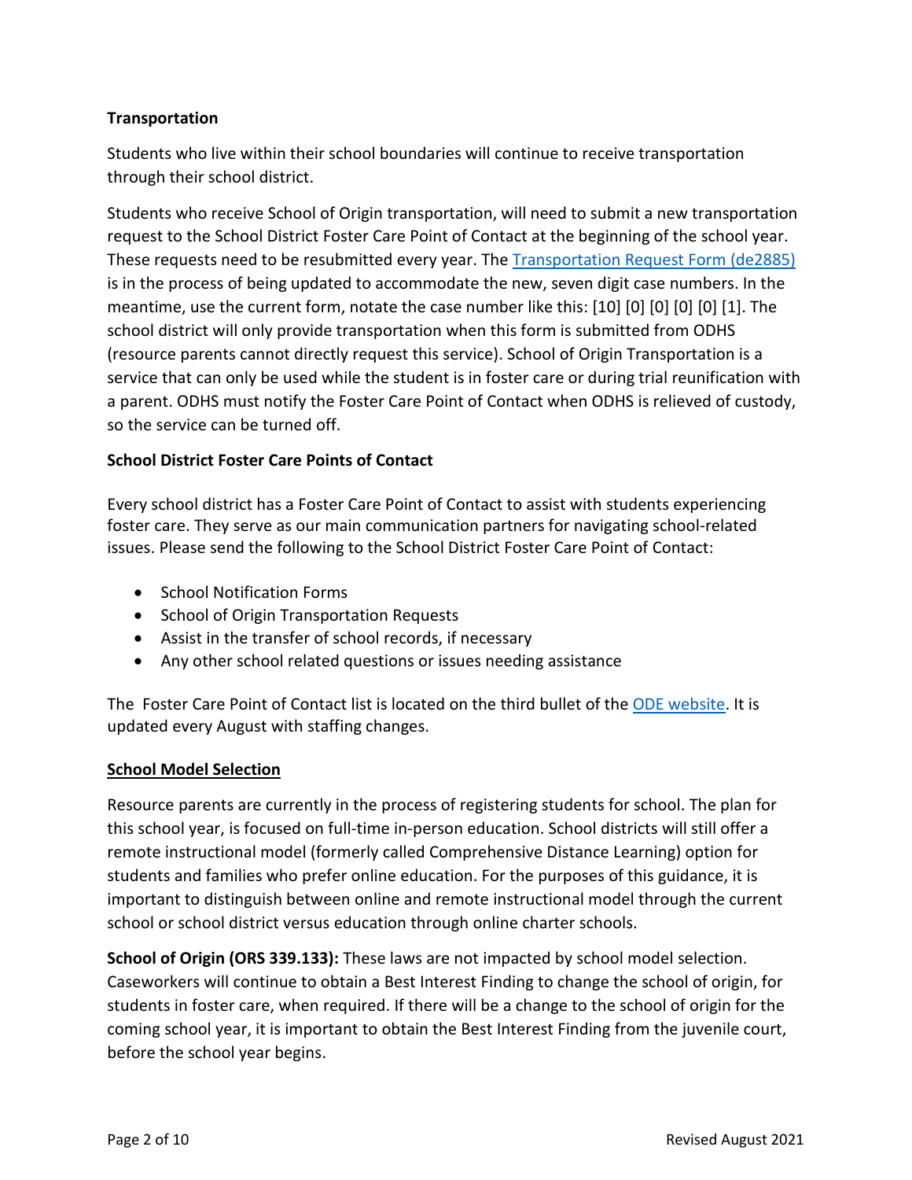**Transportation**

Students who live within their school boundaries will continue to receive transportation through their school district.

Students who receive School of Origin transportation, will need to submit a new transportation request to the School District Foster Care Point of Contact at the beginning of the school year. These requests need to be resubmitted every year. The [Transportation Request Form (de2885)](#) is in the process of being updated to accommodate the new, seven digit case numbers. In the meantime, use the current form, notate the case number like this: [10] [0] [0] [0] [0] [1]. The school district will only provide transportation when this form is submitted from ODHS (resource parents cannot directly request this service). School of Origin Transportation is a service that can only be used while the student is in foster care or during trial reunification with a parent. ODHS must notify the Foster Care Point of Contact when ODHS is relieved of custody, so the service can be turned off.

**School District Foster Care Points of Contact**

Every school district has a Foster Care Point of Contact to assist with students experiencing foster care. They serve as our main communication partners for navigating school-related issues. Please send the following to the School District Foster Care Point of Contact:

- School Notification Forms
- School of Origin Transportation Requests
- Assist in the transfer of school records, if necessary
- Any other school related questions or issues needing assistance

The Foster Care Point of Contact list is located on the third bullet of the [ODE website](#). It is updated every August with staffing changes.

**School Model Selection**

Resource parents are currently in the process of registering students for school. The plan for this school year, is focused on full-time in-person education. School districts will still offer a remote instructional model (formerly called Comprehensive Distance Learning) option for students and families who prefer online education. For the purposes of this guidance, it is important to distinguish between online and remote instructional model through the current school or school district versus education through online charter schools.

**School of Origin (ORS 339.133):** These laws are not impacted by school model selection. Caseworkers will continue to obtain a Best Interest Finding to change the school of origin, for students in foster care, when required. If there will be a change to the school of origin for the coming school year, it is important to obtain the Best Interest Finding from the juvenile court, before the school year begins.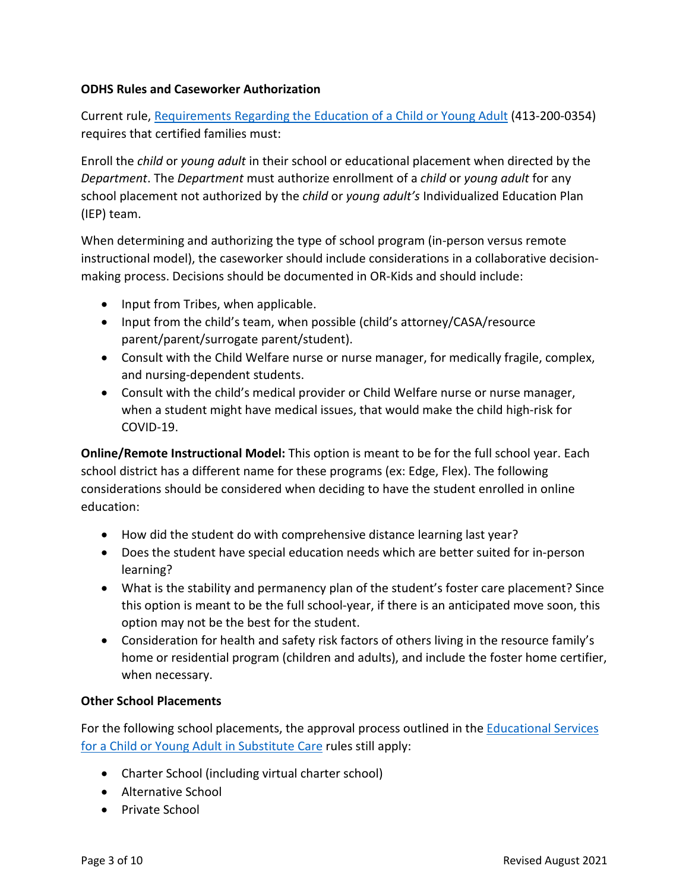**ODHS Rules and Caseworker Authorization**

Current rule, [Requirements Regarding the Education of a Child or Young Adult](#) (413-200-0354) requires that certified families must:

Enroll the *child* or *young adult* in their school or educational placement when directed by the *Department*. The *Department* must authorize enrollment of a *child* or *young adult* for any school placement not authorized by the *child* or *young adult's* Individualized Education Plan (IEP) team.

When determining and authorizing the type of school program (in-person versus remote instructional model), the caseworker should include considerations in a collaborative decision-making process. Decisions should be documented in OR-Kids and should include:

- Input from Tribes, when applicable.
- Input from the child's team, when possible (child's attorney/CASA/resource parent/parent/surrogate parent/student).
- Consult with the Child Welfare nurse or nurse manager, for medically fragile, complex, and nursing-dependent students.
- Consult with the child's medical provider or Child Welfare nurse or nurse manager, when a student might have medical issues, that would make the child high-risk for COVID-19.

**Online/Remote Instructional Model:** This option is meant to be for the full school year. Each school district has a different name for these programs (ex: Edge, Flex). The following considerations should be considered when deciding to have the student enrolled in online education:

- How did the student do with comprehensive distance learning last year?
- Does the student have special education needs which are better suited for in-person learning?
- What is the stability and permanency plan of the student's foster care placement? Since this option is meant to be the full school-year, if there is an anticipated move soon, this option may not be the best for the student.
- Consideration for health and safety risk factors of others living in the resource family's home or residential program (children and adults), and include the foster home certifier, when necessary.

**Other School Placements**

For the following school placements, the approval process outlined in the [Educational Services for a Child or Young Adult in Substitute Care](#) rules still apply:

- Charter School (including virtual charter school)
- Alternative School
- Private School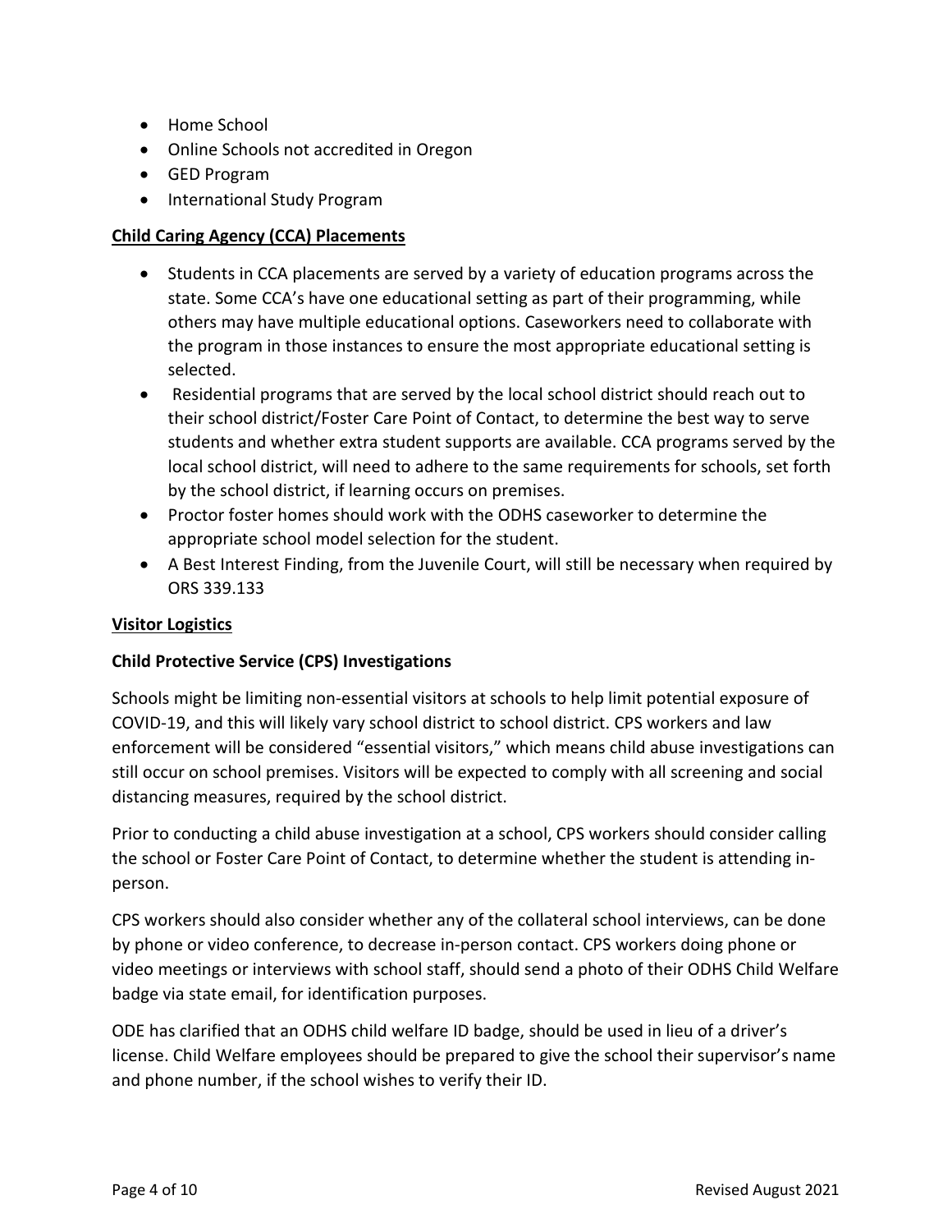- Home School
- Online Schools not accredited in Oregon
- GED Program
- International Study Program

**Child Caring Agency (CCA) Placements**

- Students in CCA placements are served by a variety of education programs across the state. Some CCA's have one educational setting as part of their programming, while others may have multiple educational options. Caseworkers need to collaborate with the program in those instances to ensure the most appropriate educational setting is selected.
- Residential programs that are served by the local school district should reach out to their school district/Foster Care Point of Contact, to determine the best way to serve students and whether extra student supports are available. CCA programs served by the local school district, will need to adhere to the same requirements for schools, set forth by the school district, if learning occurs on premises.
- Proctor foster homes should work with the ODHS caseworker to determine the appropriate school model selection for the student.
- A Best Interest Finding, from the Juvenile Court, will still be necessary when required by ORS 339.133

**Visitor Logistics**

**Child Protective Service (CPS) Investigations**

Schools might be limiting non-essential visitors at schools to help limit potential exposure of COVID-19, and this will likely vary school district to school district. CPS workers and law enforcement will be considered "essential visitors," which means child abuse investigations can still occur on school premises. Visitors will be expected to comply with all screening and social distancing measures, required by the school district.

Prior to conducting a child abuse investigation at a school, CPS workers should consider calling the school or Foster Care Point of Contact, to determine whether the student is attending in-person.

CPS workers should also consider whether any of the collateral school interviews, can be done by phone or video conference, to decrease in-person contact. CPS workers doing phone or video meetings or interviews with school staff, should send a photo of their ODHS Child Welfare badge via state email, for identification purposes.

ODE has clarified that an ODHS child welfare ID badge, should be used in lieu of a driver's license. Child Welfare employees should be prepared to give the school their supervisor's name and phone number, if the school wishes to verify their ID.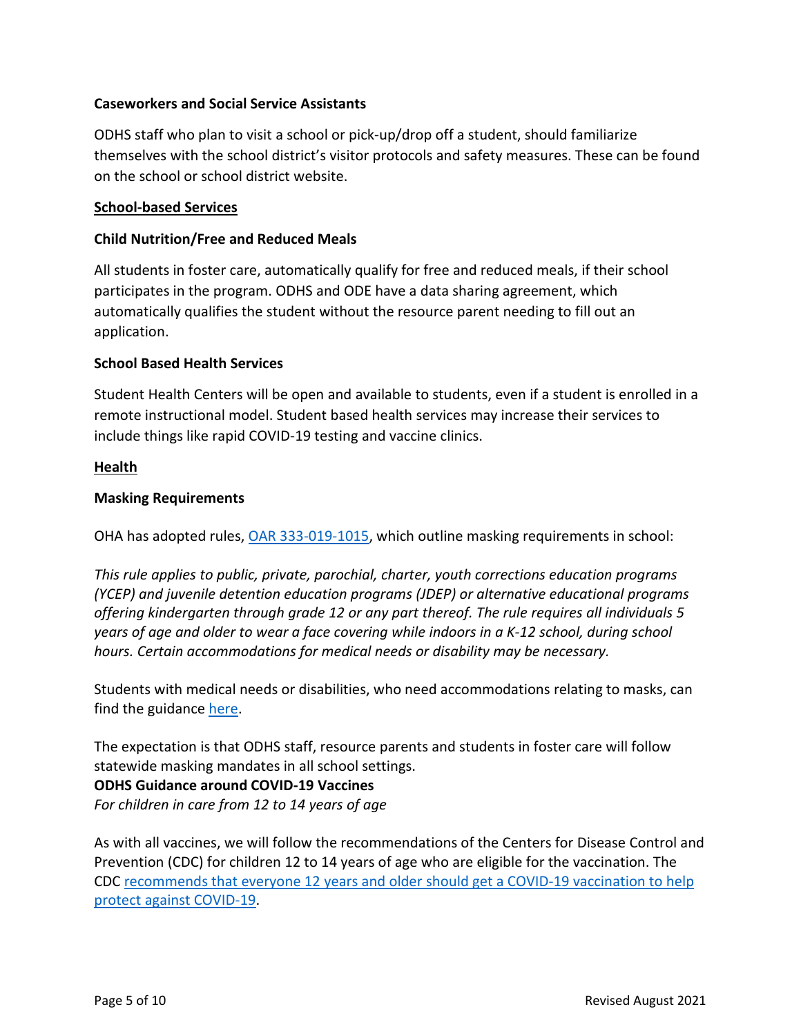**Caseworkers and Social Service Assistants**

ODHS staff who plan to visit a school or pick-up/drop off a student, should familiarize themselves with the school district's visitor protocols and safety measures. These can be found on the school or school district website.

## School-based Services

**Child Nutrition/Free and Reduced Meals**

All students in foster care, automatically qualify for free and reduced meals, if their school participates in the program. ODHS and ODE have a data sharing agreement, which automatically qualifies the student without the resource parent needing to fill out an application.

**School Based Health Services**

Student Health Centers will be open and available to students, even if a student is enrolled in a remote instructional model. Student based health services may increase their services to include things like rapid COVID-19 testing and vaccine clinics.

## Health

**Masking Requirements**

OHA has adopted rules, [OAR 333-019-1015](), which outline masking requirements in school:

*This rule applies to public, private, parochial, charter, youth corrections education programs (YCEP) and juvenile detention education programs (JDEP) or alternative educational programs offering kindergarten through grade 12 or any part thereof. The rule requires all individuals 5 years of age and older to wear a face covering while indoors in a K-12 school, during school hours. Certain accommodations for medical needs or disability may be necessary.*

Students with medical needs or disabilities, who need accommodations relating to masks, can find the guidance [here]().

The expectation is that ODHS staff, resource parents and students in foster care will follow statewide masking mandates in all school settings.

**ODHS Guidance around COVID-19 Vaccines**

*For children in care from 12 to 14 years of age*

As with all vaccines, we will follow the recommendations of the Centers for Disease Control and Prevention (CDC) for children 12 to 14 years of age who are eligible for the vaccination. The CDC [recommends that everyone 12 years and older should get a COVID-19 vaccination to help protect against COVID-19]().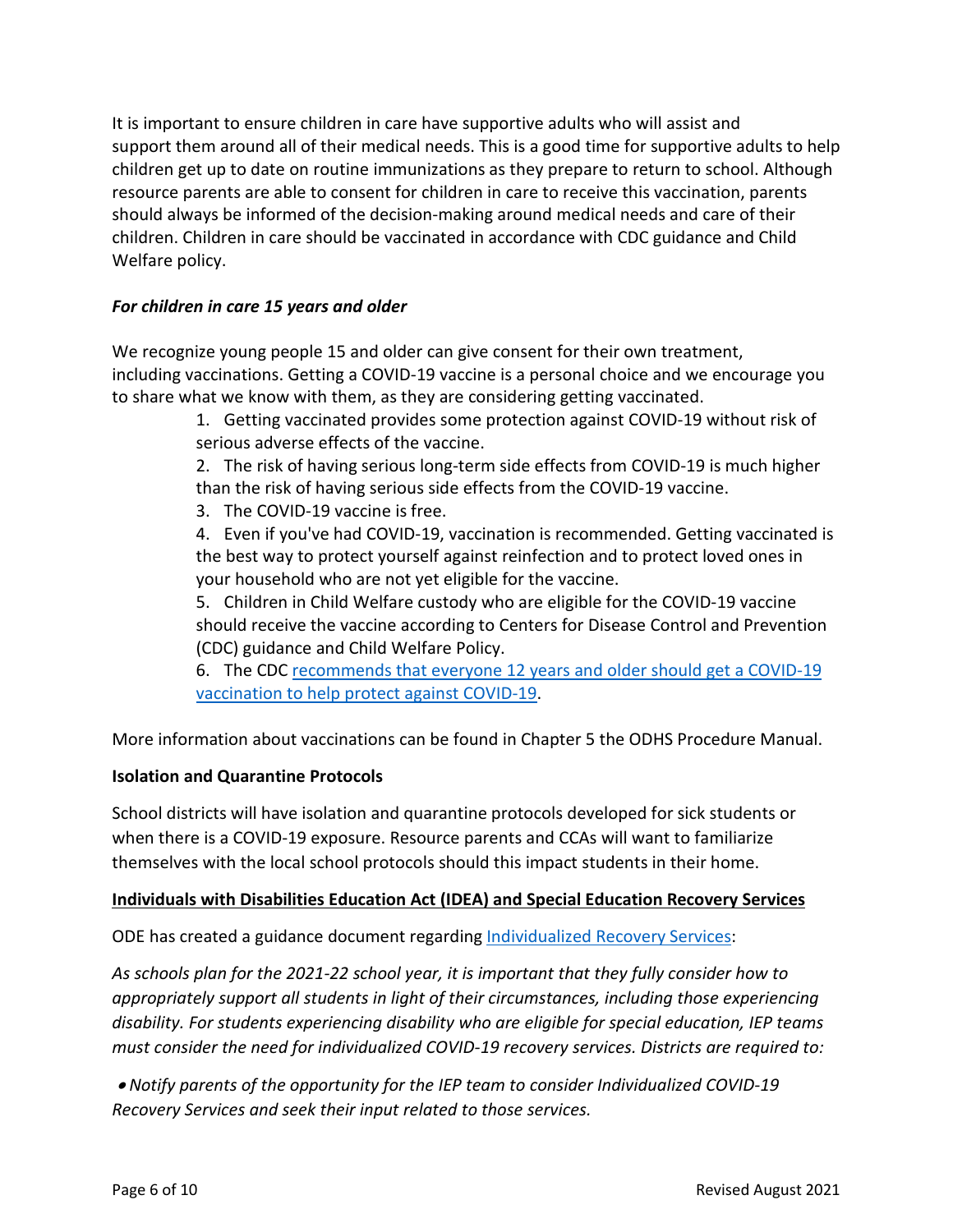It is important to ensure children in care have supportive adults who will assist and support them around all of their medical needs. This is a good time for supportive adults to help children get up to date on routine immunizations as they prepare to return to school. Although resource parents are able to consent for children in care to receive this vaccination, parents should always be informed of the decision-making around medical needs and care of their children. Children in care should be vaccinated in accordance with CDC guidance and Child Welfare policy.

***For children in care 15 years and older***

We recognize young people 15 and older can give consent for their own treatment, including vaccinations. Getting a COVID-19 vaccine is a personal choice and we encourage you to share what we know with them, as they are considering getting vaccinated.

1. Getting vaccinated provides some protection against COVID-19 without risk of serious adverse effects of the vaccine.
2. The risk of having serious long-term side effects from COVID-19 is much higher than the risk of having serious side effects from the COVID-19 vaccine.
3. The COVID-19 vaccine is free.
4. Even if you've had COVID-19, vaccination is recommended. Getting vaccinated is the best way to protect yourself against reinfection and to protect loved ones in your household who are not yet eligible for the vaccine.
5. Children in Child Welfare custody who are eligible for the COVID-19 vaccine should receive the vaccine according to Centers for Disease Control and Prevention (CDC) guidance and Child Welfare Policy.
6. The CDC recommends that everyone 12 years and older should get a COVID-19 vaccination to help protect against COVID-19.

More information about vaccinations can be found in Chapter 5 the ODHS Procedure Manual.

**Isolation and Quarantine Protocols**

School districts will have isolation and quarantine protocols developed for sick students or when there is a COVID-19 exposure. Resource parents and CCAs will want to familiarize themselves with the local school protocols should this impact students in their home.

**Individuals with Disabilities Education Act (IDEA) and Special Education Recovery Services**

ODE has created a guidance document regarding Individualized Recovery Services:

*As schools plan for the 2021-22 school year, it is important that they fully consider how to appropriately support all students in light of their circumstances, including those experiencing disability. For students experiencing disability who are eligible for special education, IEP teams must consider the need for individualized COVID-19 recovery services. Districts are required to:*

- *Notify parents of the opportunity for the IEP team to consider Individualized COVID-19 Recovery Services and seek their input related to those services.*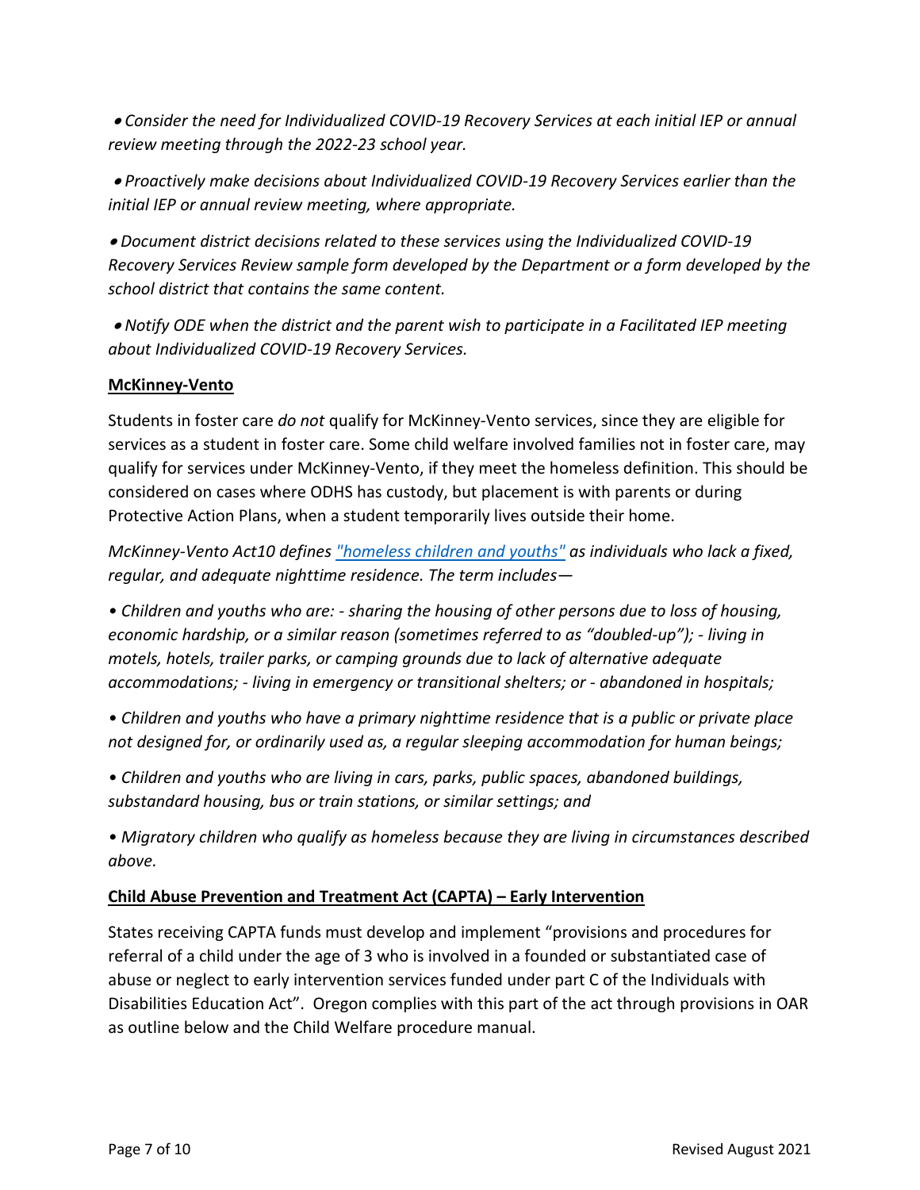- *Consider the need for Individualized COVID-19 Recovery Services at each initial IEP or annual review meeting through the 2022-23 school year.*
- *Proactively make decisions about Individualized COVID-19 Recovery Services earlier than the initial IEP or annual review meeting, where appropriate.*
- *Document district decisions related to these services using the Individualized COVID-19 Recovery Services Review sample form developed by the Department or a form developed by the school district that contains the same content.*
- *Notify ODE when the district and the parent wish to participate in a Facilitated IEP meeting about Individualized COVID-19 Recovery Services.*

**McKinney-Vento**

Students in foster care *do not* qualify for McKinney-Vento services, since they are eligible for services as a student in foster care. Some child welfare involved families not in foster care, may qualify for services under McKinney-Vento, if they meet the homeless definition. This should be considered on cases where ODHS has custody, but placement is with parents or during Protective Action Plans, when a student temporarily lives outside their home.

*McKinney-Vento Act10 defines "homeless children and youths" as individuals who lack a fixed, regular, and adequate nighttime residence. The term includes—*

*• Children and youths who are: - sharing the housing of other persons due to loss of housing, economic hardship, or a similar reason (sometimes referred to as "doubled-up"); - living in motels, hotels, trailer parks, or camping grounds due to lack of alternative adequate accommodations; - living in emergency or transitional shelters; or - abandoned in hospitals;*

*• Children and youths who have a primary nighttime residence that is a public or private place not designed for, or ordinarily used as, a regular sleeping accommodation for human beings;*

*• Children and youths who are living in cars, parks, public spaces, abandoned buildings, substandard housing, bus or train stations, or similar settings; and*

*• Migratory children who qualify as homeless because they are living in circumstances described above.*

**Child Abuse Prevention and Treatment Act (CAPTA) – Early Intervention**

States receiving CAPTA funds must develop and implement "provisions and procedures for referral of a child under the age of 3 who is involved in a founded or substantiated case of abuse or neglect to early intervention services funded under part C of the Individuals with Disabilities Education Act". Oregon complies with this part of the act through provisions in OAR as outline below and the Child Welfare procedure manual.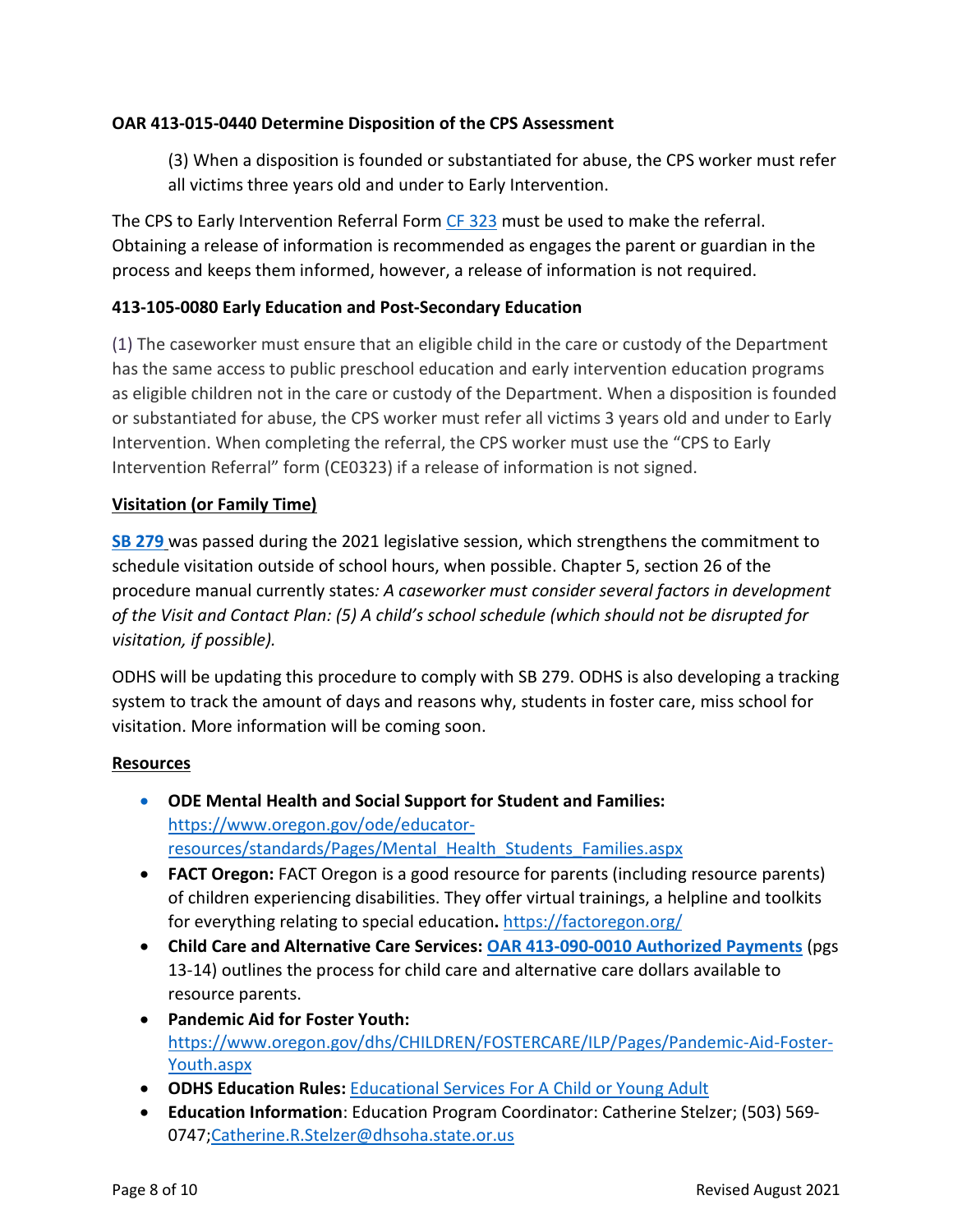**OAR 413-015-0440 Determine Disposition of the CPS Assessment**

> (3) When a disposition is founded or substantiated for abuse, the CPS worker must refer all victims three years old and under to Early Intervention.

The CPS to Early Intervention Referral Form CF 323 must be used to make the referral. Obtaining a release of information is recommended as engages the parent or guardian in the process and keeps them informed, however, a release of information is not required.

**413-105-0080 Early Education and Post-Secondary Education**

(1) The caseworker must ensure that an eligible child in the care or custody of the Department has the same access to public preschool education and early intervention education programs as eligible children not in the care or custody of the Department. When a disposition is founded or substantiated for abuse, the CPS worker must refer all victims 3 years old and under to Early Intervention. When completing the referral, the CPS worker must use the "CPS to Early Intervention Referral" form (CE0323) if a release of information is not signed.

**Visitation (or Family Time)**

**SB 279** was passed during the 2021 legislative session, which strengthens the commitment to schedule visitation outside of school hours, when possible. Chapter 5, section 26 of the procedure manual currently states*: A caseworker must consider several factors in development of the Visit and Contact Plan: (5) A child's school schedule (which should not be disrupted for visitation, if possible).*

ODHS will be updating this procedure to comply with SB 279. ODHS is also developing a tracking system to track the amount of days and reasons why, students in foster care, miss school for visitation. More information will be coming soon.

**Resources**

- **ODE Mental Health and Social Support for Student and Families:** https://www.oregon.gov/ode/educator-resources/standards/Pages/Mental_Health_Students_Families.aspx
- **FACT Oregon:** FACT Oregon is a good resource for parents (including resource parents) of children experiencing disabilities. They offer virtual trainings, a helpline and toolkits for everything relating to special education**.** https://factoregon.org/
- **Child Care and Alternative Care Services: OAR 413-090-0010 Authorized Payments** (pgs 13-14) outlines the process for child care and alternative care dollars available to resource parents.
- **Pandemic Aid for Foster Youth:** https://www.oregon.gov/dhs/CHILDREN/FOSTERCARE/ILP/Pages/Pandemic-Aid-Foster-Youth.aspx
- **ODHS Education Rules:** Educational Services For A Child or Young Adult
- **Education Information**: Education Program Coordinator: Catherine Stelzer; (503) 569-0747;Catherine.R.Stelzer@dhsoha.state.or.us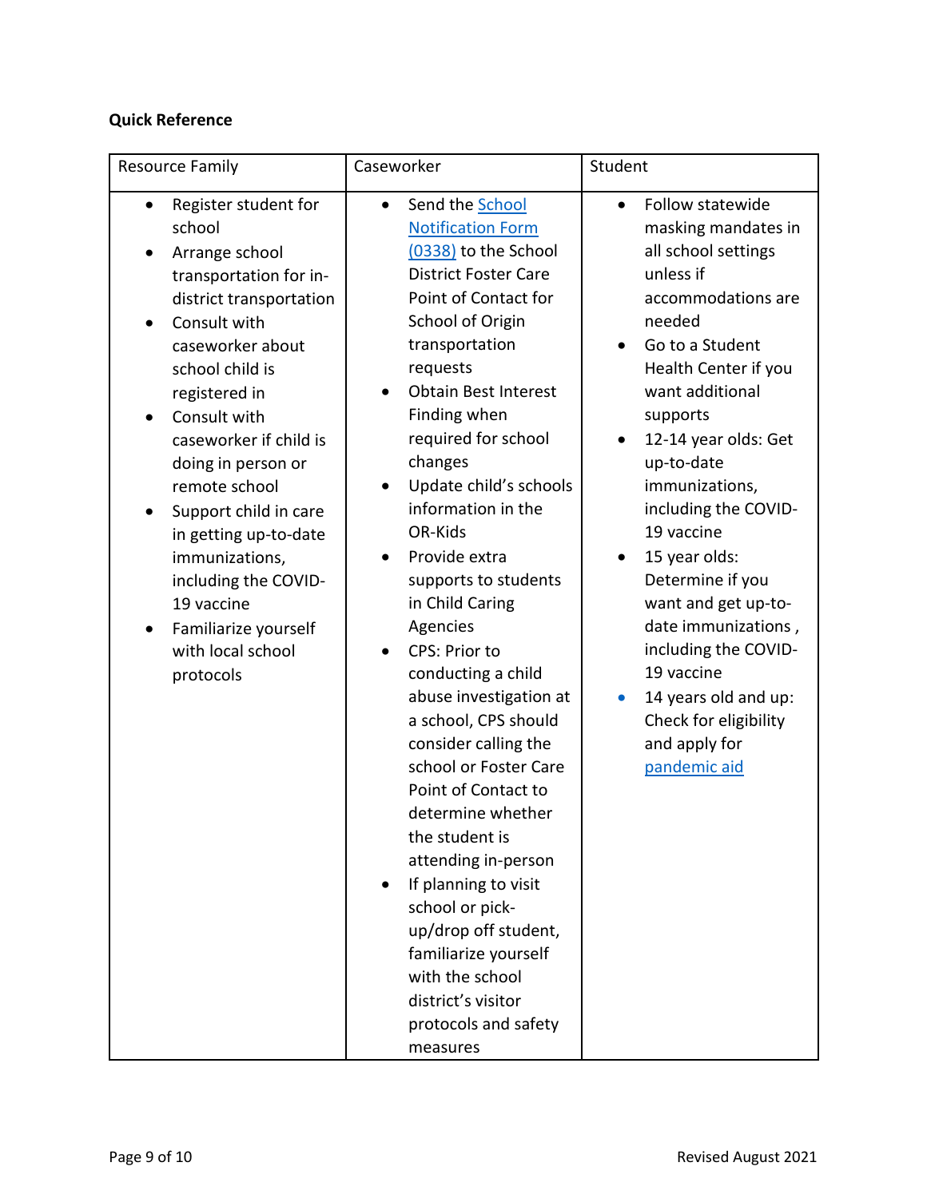**Quick Reference**

| Resource Family | Caseworker | Student |
|---|---|---|
| • Register student for school<br>• Arrange school transportation for in-district transportation<br>• Consult with caseworker about school child is registered in<br>• Consult with caseworker if child is doing in person or remote school<br>• Support child in care in getting up-to-date immunizations, including the COVID-19 vaccine<br>• Familiarize yourself with local school protocols | • Send the School Notification Form (0338) to the School District Foster Care Point of Contact for School of Origin transportation requests<br>• Obtain Best Interest Finding when required for school changes<br>• Update child's schools information in the OR-Kids<br>• Provide extra supports to students in Child Caring Agencies<br>• CPS: Prior to conducting a child abuse investigation at a school, CPS should consider calling the school or Foster Care Point of Contact to determine whether the student is attending in-person<br>• If planning to visit school or pick-up/drop off student, familiarize yourself with the school district's visitor protocols and safety measures | • Follow statewide masking mandates in all school settings unless if accommodations are needed<br>• Go to a Student Health Center if you want additional supports<br>• 12-14 year olds: Get up-to-date immunizations, including the COVID-19 vaccine<br>• 15 year olds: Determine if you want and get up-to-date immunizations , including the COVID-19 vaccine<br>• 14 years old and up: Check for eligibility and apply for pandemic aid |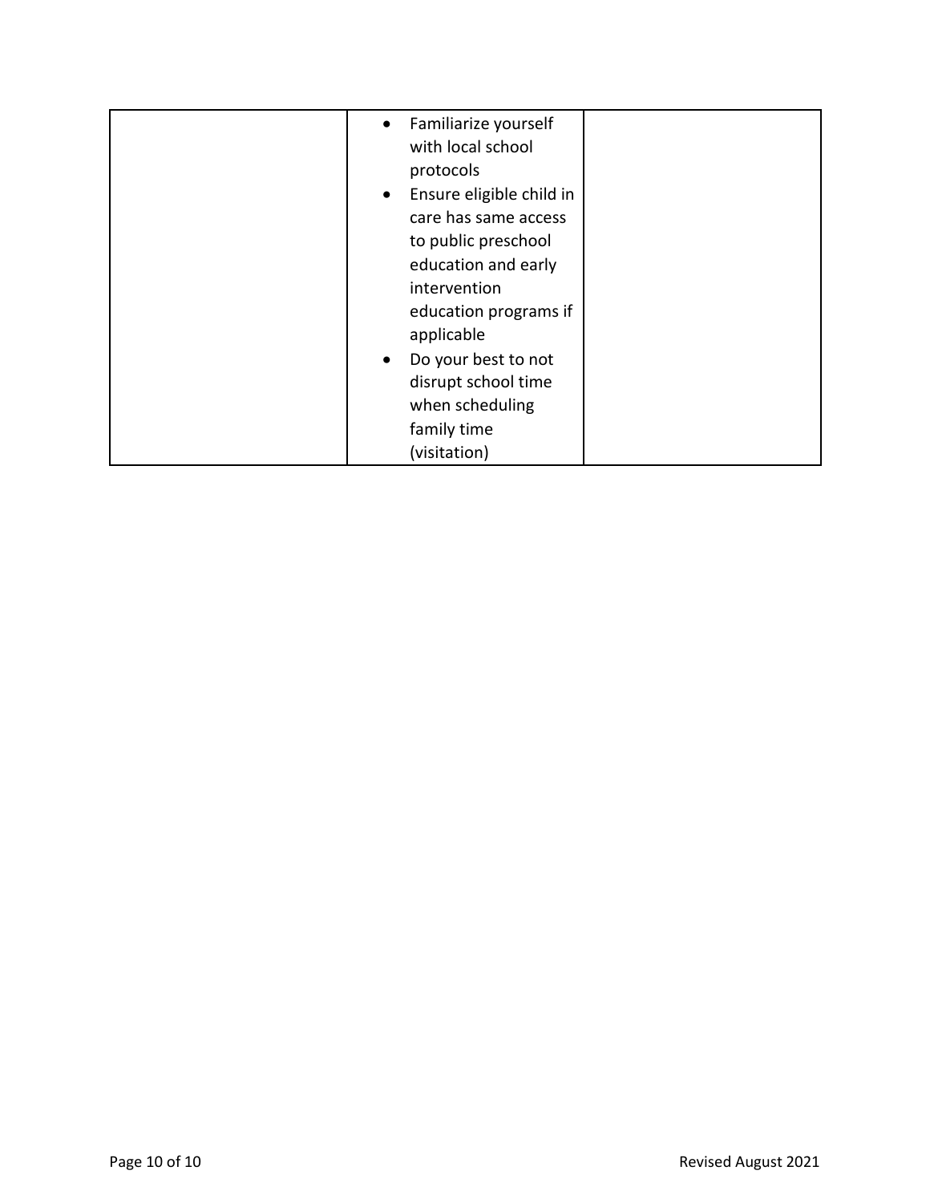| | | |
|---|---|---|
| | • Familiarize yourself with local school protocols<br>• Ensure eligible child in care has same access to public preschool education and early intervention education programs if applicable<br>• Do your best to not disrupt school time when scheduling family time (visitation) | |